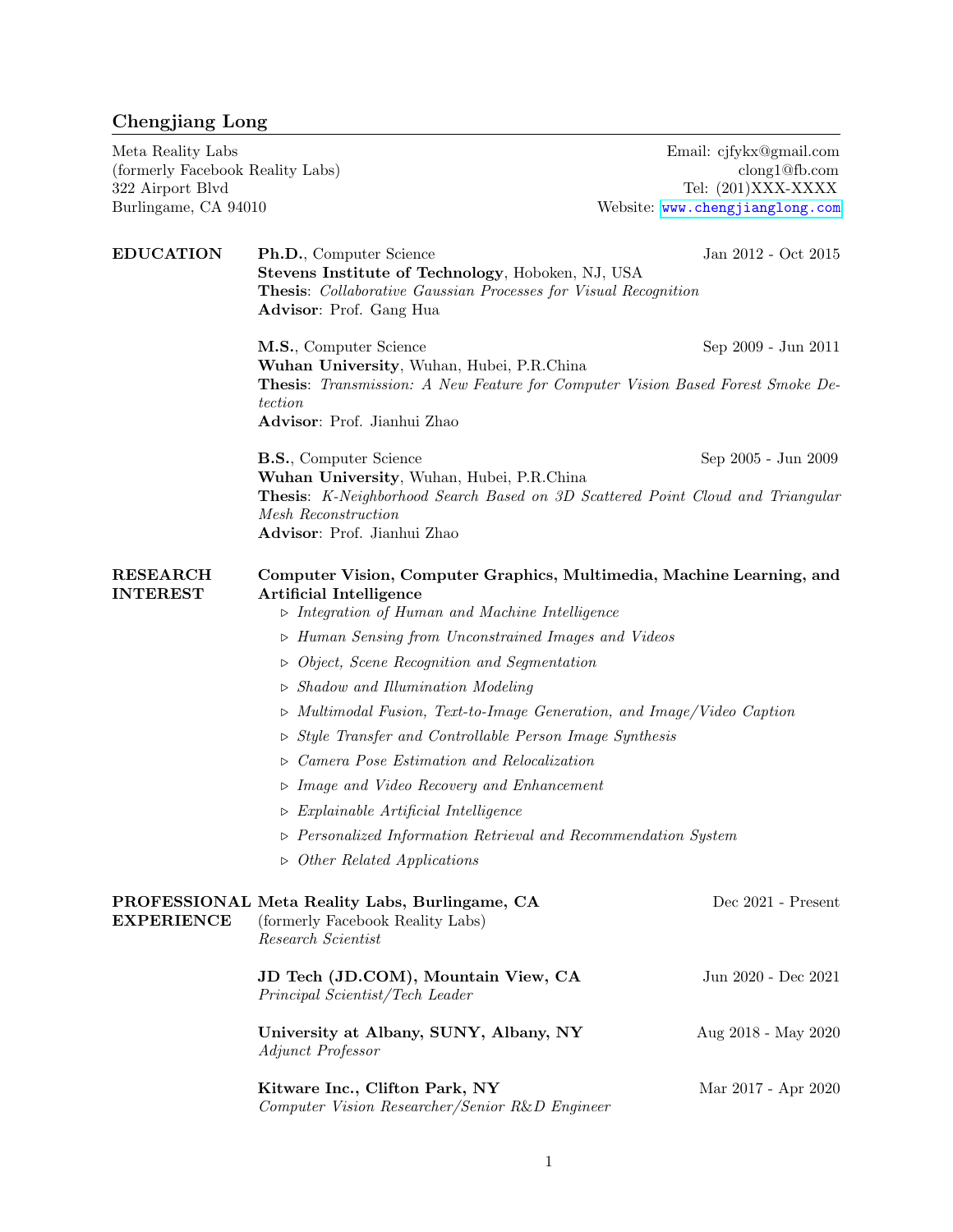# Chengjiang Long

Meta Reality Labs
(formerly Facebook Reality Labs)
322 Airport Blvd
Burlingame, CA 94010

Email: cjfykx@gmail.com
clong1@fb.com
Tel: (201)XXX-XXXX
Website: www.chengjianglong.com

## EDUCATION

**Ph.D.**, Computer Science — Jan 2012 - Oct 2015
**Stevens Institute of Technology**, Hoboken, NJ, USA
**Thesis**: *Collaborative Gaussian Processes for Visual Recognition*
**Advisor**: Prof. Gang Hua

**M.S.**, Computer Science — Sep 2009 - Jun 2011
**Wuhan University**, Wuhan, Hubei, P.R.China
**Thesis**: *Transmission: A New Feature for Computer Vision Based Forest Smoke Detection*
**Advisor**: Prof. Jianhui Zhao

**B.S.**, Computer Science — Sep 2005 - Jun 2009
**Wuhan University**, Wuhan, Hubei, P.R.China
**Thesis**: *K-Neighborhood Search Based on 3D Scattered Point Cloud and Triangular Mesh Reconstruction*
**Advisor**: Prof. Jianhui Zhao

## RESEARCH INTEREST

**Computer Vision, Computer Graphics, Multimedia, Machine Learning, and Artificial Intelligence**

- *Integration of Human and Machine Intelligence*
- *Human Sensing from Unconstrained Images and Videos*
- *Object, Scene Recognition and Segmentation*
- *Shadow and Illumination Modeling*
- *Multimodal Fusion, Text-to-Image Generation, and Image/Video Caption*
- *Style Transfer and Controllable Person Image Synthesis*
- *Camera Pose Estimation and Relocalization*
- *Image and Video Recovery and Enhancement*
- *Explainable Artificial Intelligence*
- *Personalized Information Retrieval and Recommendation System*
- *Other Related Applications*

## PROFESSIONAL EXPERIENCE

**Meta Reality Labs, Burlingame, CA** — Dec 2021 - Present
(formerly Facebook Reality Labs)
*Research Scientist*

**JD Tech (JD.COM), Mountain View, CA** — Jun 2020 - Dec 2021
*Principal Scientist/Tech Leader*

**University at Albany, SUNY, Albany, NY** — Aug 2018 - May 2020
*Adjunct Professor*

**Kitware Inc., Clifton Park, NY** — Mar 2017 - Apr 2020
*Computer Vision Researcher/Senior R&D Engineer*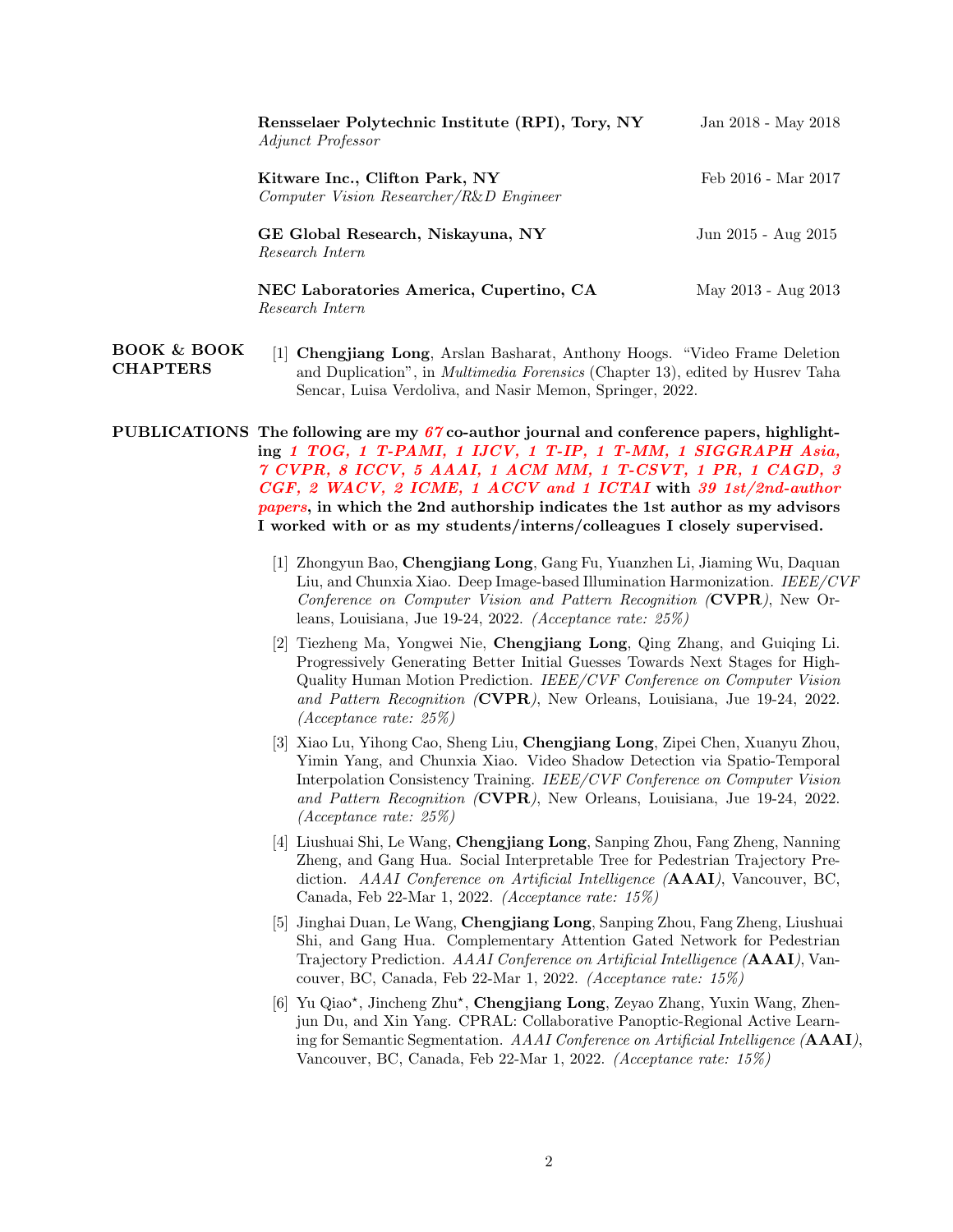**Rensselaer Polytechnic Institute (RPI), Tory, NY** Jan 2018 - May 2018
*Adjunct Professor*

**Kitware Inc., Clifton Park, NY** Feb 2016 - Mar 2017
*Computer Vision Researcher/R&D Engineer*

**GE Global Research, Niskayuna, NY** Jun 2015 - Aug 2015
*Research Intern*

**NEC Laboratories America, Cupertino, CA** May 2013 - Aug 2013
*Research Intern*

## BOOK & BOOK CHAPTERS

[1] **Chengjiang Long**, Arslan Basharat, Anthony Hoogs. "Video Frame Deletion and Duplication", in *Multimedia Forensics* (Chapter 13), edited by Husrev Taha Sencar, Luisa Verdoliva, and Nasir Memon, Springer, 2022.

## PUBLICATIONS

**The following are my *67* co-author journal and conference papers, highlighting *1 TOG, 1 T-PAMI, 1 IJCV, 1 T-IP, 1 T-MM, 1 SIGGRAPH Asia, 7 CVPR, 8 ICCV, 5 AAAI, 1 ACM MM, 1 T-CSVT, 1 PR, 1 CAGD, 3 CGF, 2 WACV, 2 ICME, 1 ACCV and 1 ICTAI* with *39 1st/2nd-author papers*, in which the 2nd authorship indicates the 1st author as my advisors I worked with or as my students/interns/colleagues I closely supervised.**

[1] Zhongyun Bao, **Chengjiang Long**, Gang Fu, Yuanzhen Li, Jiaming Wu, Daquan Liu, and Chunxia Xiao. Deep Image-based Illumination Harmonization. *IEEE/CVF Conference on Computer Vision and Pattern Recognition (***CVPR***)*, New Orleans, Louisiana, Jue 19-24, 2022. *(Acceptance rate: 25%)*

[2] Tiezheng Ma, Yongwei Nie, **Chengjiang Long**, Qing Zhang, and Guiqing Li. Progressively Generating Better Initial Guesses Towards Next Stages for High-Quality Human Motion Prediction. *IEEE/CVF Conference on Computer Vision and Pattern Recognition (***CVPR***)*, New Orleans, Louisiana, Jue 19-24, 2022. *(Acceptance rate: 25%)*

[3] Xiao Lu, Yihong Cao, Sheng Liu, **Chengjiang Long**, Zipei Chen, Xuanyu Zhou, Yimin Yang, and Chunxia Xiao. Video Shadow Detection via Spatio-Temporal Interpolation Consistency Training. *IEEE/CVF Conference on Computer Vision and Pattern Recognition (***CVPR***)*, New Orleans, Louisiana, Jue 19-24, 2022. *(Acceptance rate: 25%)*

[4] Liushuai Shi, Le Wang, **Chengjiang Long**, Sanping Zhou, Fang Zheng, Nanning Zheng, and Gang Hua. Social Interpretable Tree for Pedestrian Trajectory Prediction. *AAAI Conference on Artificial Intelligence (***AAAI***)*, Vancouver, BC, Canada, Feb 22-Mar 1, 2022. *(Acceptance rate: 15%)*

[5] Jinghai Duan, Le Wang, **Chengjiang Long**, Sanping Zhou, Fang Zheng, Liushuai Shi, and Gang Hua. Complementary Attention Gated Network for Pedestrian Trajectory Prediction. *AAAI Conference on Artificial Intelligence (***AAAI***)*, Vancouver, BC, Canada, Feb 22-Mar 1, 2022. *(Acceptance rate: 15%)*

[6] Yu Qiao*, Jincheng Zhu*, **Chengjiang Long**, Zeyao Zhang, Yuxin Wang, Zhenjun Du, and Xin Yang. CPRAL: Collaborative Panoptic-Regional Active Learning for Semantic Segmentation. *AAAI Conference on Artificial Intelligence (***AAAI***)*, Vancouver, BC, Canada, Feb 22-Mar 1, 2022. *(Acceptance rate: 15%)*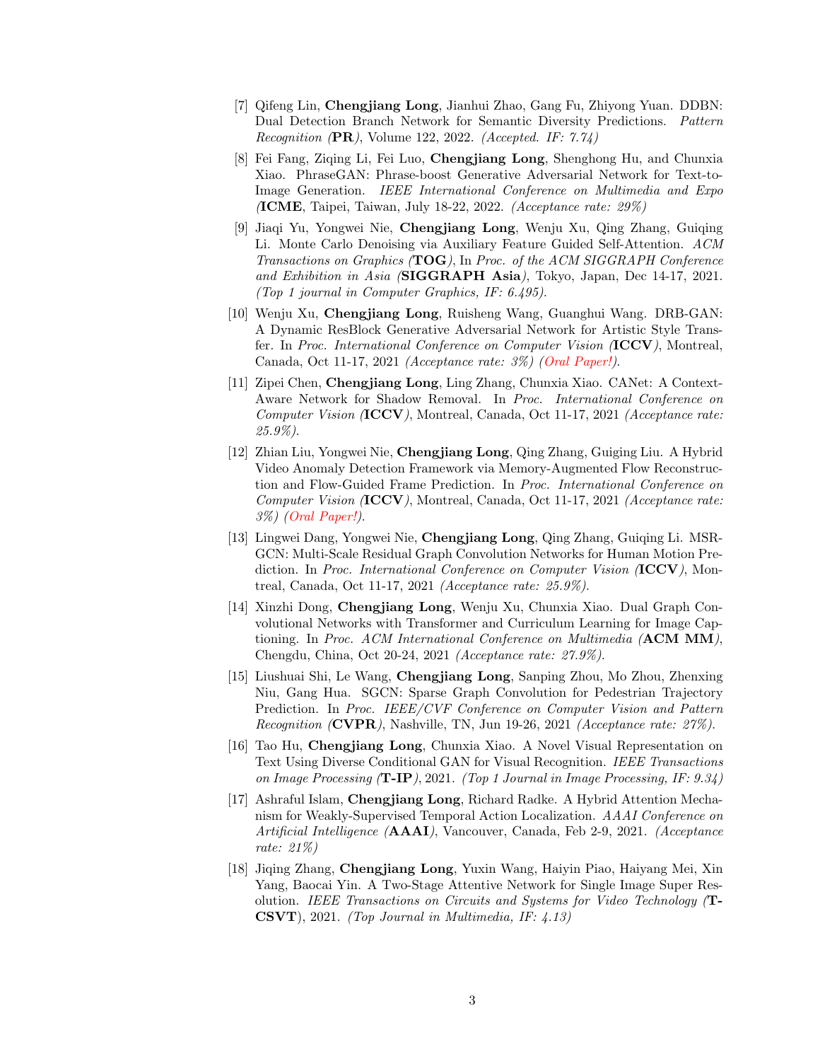[7] Qifeng Lin, **Chengjiang Long**, Jianhui Zhao, Gang Fu, Zhiyong Yuan. DDBN: Dual Detection Branch Network for Semantic Diversity Predictions. *Pattern Recognition (***PR***)*, Volume 122, 2022. *(Accepted. IF: 7.74)*

[8] Fei Fang, Ziqing Li, Fei Luo, **Chengjiang Long**, Shenghong Hu, and Chunxia Xiao. PhraseGAN: Phrase-boost Generative Adversarial Network for Text-to-Image Generation. *IEEE International Conference on Multimedia and Expo (***ICME***,* Taipei, Taiwan, July 18-22, 2022. *(Acceptance rate: 29%)*

[9] Jiaqi Yu, Yongwei Nie, **Chengjiang Long**, Wenju Xu, Qing Zhang, Guiqing Li. Monte Carlo Denoising via Auxiliary Feature Guided Self-Attention. *ACM Transactions on Graphics (***TOG***)*, In *Proc. of the ACM SIGGRAPH Conference and Exhibition in Asia (***SIGGRAPH Asia***)*, Tokyo, Japan, Dec 14-17, 2021. *(Top 1 journal in Computer Graphics, IF: 6.495).*

[10] Wenju Xu, **Chengjiang Long**, Ruisheng Wang, Guanghui Wang. DRB-GAN: A Dynamic ResBlock Generative Adversarial Network for Artistic Style Transfer. In *Proc. International Conference on Computer Vision (***ICCV***)*, Montreal, Canada, Oct 11-17, 2021 *(Acceptance rate: 3%) (Oral Paper!).*

[11] Zipei Chen, **Chengjiang Long**, Ling Zhang, Chunxia Xiao. CANet: A Context-Aware Network for Shadow Removal. In *Proc. International Conference on Computer Vision (***ICCV***)*, Montreal, Canada, Oct 11-17, 2021 *(Acceptance rate: 25.9%).*

[12] Zhian Liu, Yongwei Nie, **Chengjiang Long**, Qing Zhang, Guiging Liu. A Hybrid Video Anomaly Detection Framework via Memory-Augmented Flow Reconstruction and Flow-Guided Frame Prediction. In *Proc. International Conference on Computer Vision (***ICCV***)*, Montreal, Canada, Oct 11-17, 2021 *(Acceptance rate: 3%) (Oral Paper!).*

[13] Lingwei Dang, Yongwei Nie, **Chengjiang Long**, Qing Zhang, Guiqing Li. MSR-GCN: Multi-Scale Residual Graph Convolution Networks for Human Motion Prediction. In *Proc. International Conference on Computer Vision (***ICCV***)*, Montreal, Canada, Oct 11-17, 2021 *(Acceptance rate: 25.9%).*

[14] Xinzhi Dong, **Chengjiang Long**, Wenju Xu, Chunxia Xiao. Dual Graph Convolutional Networks with Transformer and Curriculum Learning for Image Captioning. In *Proc. ACM International Conference on Multimedia (***ACM MM***)*, Chengdu, China, Oct 20-24, 2021 *(Acceptance rate: 27.9%).*

[15] Liushuai Shi, Le Wang, **Chengjiang Long**, Sanping Zhou, Mo Zhou, Zhenxing Niu, Gang Hua. SGCN: Sparse Graph Convolution for Pedestrian Trajectory Prediction. In *Proc. IEEE/CVF Conference on Computer Vision and Pattern Recognition (***CVPR***)*, Nashville, TN, Jun 19-26, 2021 *(Acceptance rate: 27%).*

[16] Tao Hu, **Chengjiang Long**, Chunxia Xiao. A Novel Visual Representation on Text Using Diverse Conditional GAN for Visual Recognition. *IEEE Transactions on Image Processing (***T-IP***)*, 2021. *(Top 1 Journal in Image Processing, IF: 9.34)*

[17] Ashraful Islam, **Chengjiang Long**, Richard Radke. A Hybrid Attention Mechanism for Weakly-Supervised Temporal Action Localization. *AAAI Conference on Artificial Intelligence (***AAAI***)*, Vancouver, Canada, Feb 2-9, 2021. *(Acceptance rate: 21%)*

[18] Jiqing Zhang, **Chengjiang Long**, Yuxin Wang, Haiyin Piao, Haiyang Mei, Xin Yang, Baocai Yin. A Two-Stage Attentive Network for Single Image Super Resolution. *IEEE Transactions on Circuits and Systems for Video Technology (***T-CSVT***)*, 2021. *(Top Journal in Multimedia, IF: 4.13)*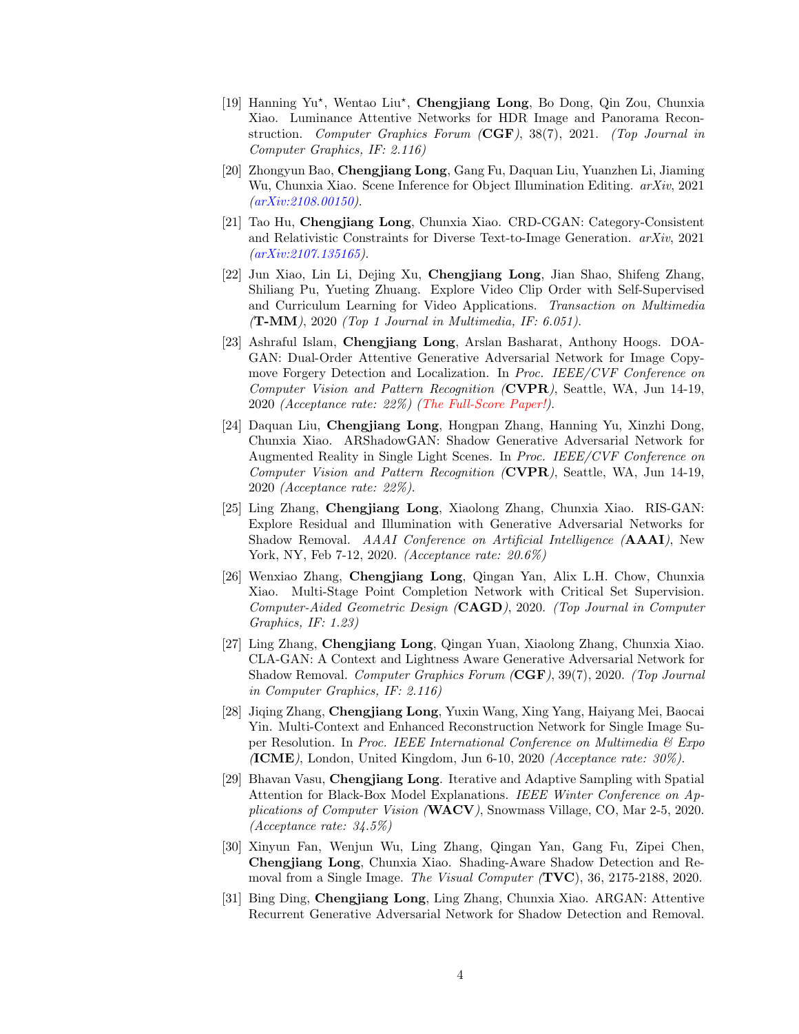[19] Hanning Yu⋆, Wentao Liu⋆, **Chengjiang Long**, Bo Dong, Qin Zou, Chunxia Xiao. Luminance Attentive Networks for HDR Image and Panorama Reconstruction. *Computer Graphics Forum (***CGF***)*, 38(7), 2021. *(Top Journal in Computer Graphics, IF: 2.116)*

[20] Zhongyun Bao, **Chengjiang Long**, Gang Fu, Daquan Liu, Yuanzhen Li, Jiaming Wu, Chunxia Xiao. Scene Inference for Object Illumination Editing. *arXiv*, 2021 *(arXiv:2108.00150)*.

[21] Tao Hu, **Chengjiang Long**, Chunxia Xiao. CRD-CGAN: Category-Consistent and Relativistic Constraints for Diverse Text-to-Image Generation. *arXiv*, 2021 *(arXiv:2107.135165)*.

[22] Jun Xiao, Lin Li, Dejing Xu, **Chengjiang Long**, Jian Shao, Shifeng Zhang, Shiliang Pu, Yueting Zhuang. Explore Video Clip Order with Self-Supervised and Curriculum Learning for Video Applications. *Transaction on Multimedia (***T-MM***)*, 2020 *(Top 1 Journal in Multimedia, IF: 6.051)*.

[23] Ashraful Islam, **Chengjiang Long**, Arslan Basharat, Anthony Hoogs. DOA-GAN: Dual-Order Attentive Generative Adversarial Network for Image Copy-move Forgery Detection and Localization. In *Proc. IEEE/CVF Conference on Computer Vision and Pattern Recognition (***CVPR***)*, Seattle, WA, Jun 14-19, 2020 *(Acceptance rate: 22%) (The Full-Score Paper!)*.

[24] Daquan Liu, **Chengjiang Long**, Hongpan Zhang, Hanning Yu, Xinzhi Dong, Chunxia Xiao. ARShadowGAN: Shadow Generative Adversarial Network for Augmented Reality in Single Light Scenes. In *Proc. IEEE/CVF Conference on Computer Vision and Pattern Recognition (***CVPR***)*, Seattle, WA, Jun 14-19, 2020 *(Acceptance rate: 22%)*.

[25] Ling Zhang, **Chengjiang Long**, Xiaolong Zhang, Chunxia Xiao. RIS-GAN: Explore Residual and Illumination with Generative Adversarial Networks for Shadow Removal. *AAAI Conference on Artificial Intelligence (***AAAI***)*, New York, NY, Feb 7-12, 2020. *(Acceptance rate: 20.6%)*

[26] Wenxiao Zhang, **Chengjiang Long**, Qingan Yan, Alix L.H. Chow, Chunxia Xiao. Multi-Stage Point Completion Network with Critical Set Supervision. *Computer-Aided Geometric Design (***CAGD***)*, 2020. *(Top Journal in Computer Graphics, IF: 1.23)*

[27] Ling Zhang, **Chengjiang Long**, Qingan Yuan, Xiaolong Zhang, Chunxia Xiao. CLA-GAN: A Context and Lightness Aware Generative Adversarial Network for Shadow Removal. *Computer Graphics Forum (***CGF***)*, 39(7), 2020. *(Top Journal in Computer Graphics, IF: 2.116)*

[28] Jiqing Zhang, **Chengjiang Long**, Yuxin Wang, Xing Yang, Haiyang Mei, Baocai Yin. Multi-Context and Enhanced Reconstruction Network for Single Image Super Resolution. In *Proc. IEEE International Conference on Multimedia & Expo (***ICME***)*, London, United Kingdom, Jun 6-10, 2020 *(Acceptance rate: 30%)*.

[29] Bhavan Vasu, **Chengjiang Long**. Iterative and Adaptive Sampling with Spatial Attention for Black-Box Model Explanations. *IEEE Winter Conference on Applications of Computer Vision (***WACV***)*, Snowmass Village, CO, Mar 2-5, 2020. *(Acceptance rate: 34.5%)*

[30] Xinyun Fan, Wenjun Wu, Ling Zhang, Qingan Yan, Gang Fu, Zipei Chen, **Chengjiang Long**, Chunxia Xiao. Shading-Aware Shadow Detection and Removal from a Single Image. *The Visual Computer (***TVC***)*, 36, 2175-2188, 2020.

[31] Bing Ding, **Chengjiang Long**, Ling Zhang, Chunxia Xiao. ARGAN: Attentive Recurrent Generative Adversarial Network for Shadow Detection and Removal.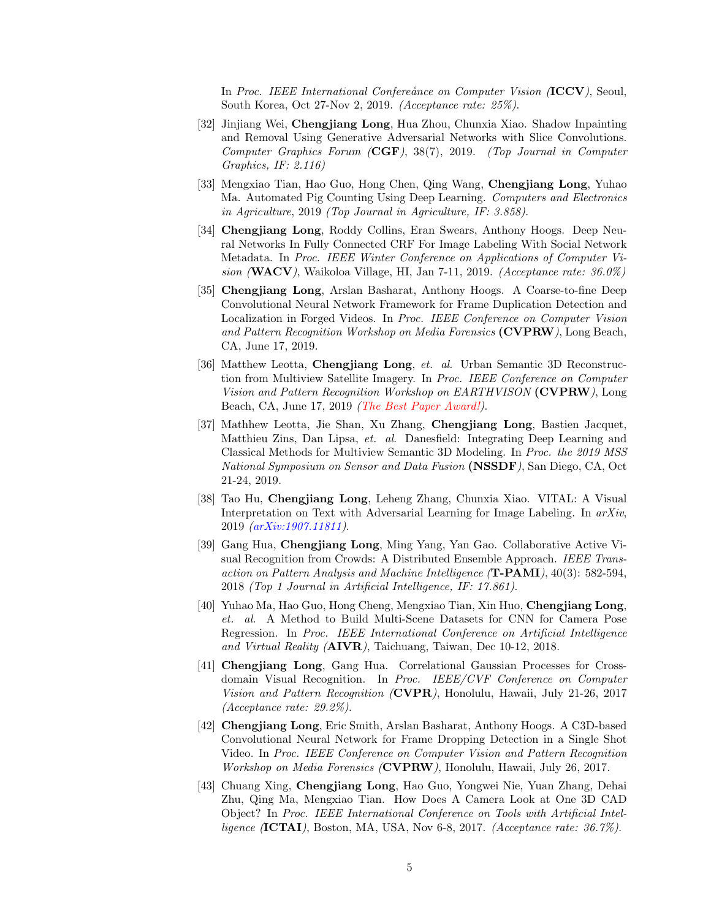In *Proc. IEEE International Confereånce on Computer Vision (***ICCV***)*, Seoul, South Korea, Oct 27-Nov 2, 2019. *(Acceptance rate: 25%)*.

[32] Jinjiang Wei, **Chengjiang Long**, Hua Zhou, Chunxia Xiao. Shadow Inpainting and Removal Using Generative Adversarial Networks with Slice Convolutions. *Computer Graphics Forum (***CGF***)*, 38(7), 2019. *(Top Journal in Computer Graphics, IF: 2.116)*

[33] Mengxiao Tian, Hao Guo, Hong Chen, Qing Wang, **Chengjiang Long**, Yuhao Ma. Automated Pig Counting Using Deep Learning. *Computers and Electronics in Agriculture*, 2019 *(Top Journal in Agriculture, IF: 3.858)*.

[34] **Chengjiang Long**, Roddy Collins, Eran Swears, Anthony Hoogs. Deep Neural Networks In Fully Connected CRF For Image Labeling With Social Network Metadata. In *Proc. IEEE Winter Conference on Applications of Computer Vision (***WACV***)*, Waikoloa Village, HI, Jan 7-11, 2019. *(Acceptance rate: 36.0%)*

[35] **Chengjiang Long**, Arslan Basharat, Anthony Hoogs. A Coarse-to-fine Deep Convolutional Neural Network Framework for Frame Duplication Detection and Localization in Forged Videos. In *Proc. IEEE Conference on Computer Vision and Pattern Recognition Workshop on Media Forensics* **(CVPRW***)*, Long Beach, CA, June 17, 2019.

[36] Matthew Leotta, **Chengjiang Long**, *et. al*. Urban Semantic 3D Reconstruction from Multiview Satellite Imagery. In *Proc. IEEE Conference on Computer Vision and Pattern Recognition Workshop on EARTHVISON* **(CVPRW***)*, Long Beach, CA, June 17, 2019 *(The Best Paper Award!)*.

[37] Mathhew Leotta, Jie Shan, Xu Zhang, **Chengjiang Long**, Bastien Jacquet, Matthieu Zins, Dan Lipsa, *et. al*. Danesfield: Integrating Deep Learning and Classical Methods for Multiview Semantic 3D Modeling. In *Proc. the 2019 MSS National Symposium on Sensor and Data Fusion* **(NSSDF***)*, San Diego, CA, Oct 21-24, 2019.

[38] Tao Hu, **Chengjiang Long**, Leheng Zhang, Chunxia Xiao. VITAL: A Visual Interpretation on Text with Adversarial Learning for Image Labeling. In *arXiv*, 2019 *(arXiv:1907.11811)*.

[39] Gang Hua, **Chengjiang Long**, Ming Yang, Yan Gao. Collaborative Active Visual Recognition from Crowds: A Distributed Ensemble Approach. *IEEE Transaction on Pattern Analysis and Machine Intelligence (***T-PAMI***)*, 40(3): 582-594, 2018 *(Top 1 Journal in Artificial Intelligence, IF: 17.861)*.

[40] Yuhao Ma, Hao Guo, Hong Cheng, Mengxiao Tian, Xin Huo, **Chengjiang Long**, *et. al*. A Method to Build Multi-Scene Datasets for CNN for Camera Pose Regression. In *Proc. IEEE International Conference on Artificial Intelligence and Virtual Reality (***AIVR***)*, Taichuang, Taiwan, Dec 10-12, 2018.

[41] **Chengjiang Long**, Gang Hua. Correlational Gaussian Processes for Cross-domain Visual Recognition. In *Proc. IEEE/CVF Conference on Computer Vision and Pattern Recognition (***CVPR***)*, Honolulu, Hawaii, July 21-26, 2017 *(Acceptance rate: 29.2%)*.

[42] **Chengjiang Long**, Eric Smith, Arslan Basharat, Anthony Hoogs. A C3D-based Convolutional Neural Network for Frame Dropping Detection in a Single Shot Video. In *Proc. IEEE Conference on Computer Vision and Pattern Recognition Workshop on Media Forensics (***CVPRW***)*, Honolulu, Hawaii, July 26, 2017.

[43] Chuang Xing, **Chengjiang Long**, Hao Guo, Yongwei Nie, Yuan Zhang, Dehai Zhu, Qing Ma, Mengxiao Tian. How Does A Camera Look at One 3D CAD Object? In *Proc. IEEE International Conference on Tools with Artificial Intelligence (***ICTAI***)*, Boston, MA, USA, Nov 6-8, 2017. *(Acceptance rate: 36.7%)*.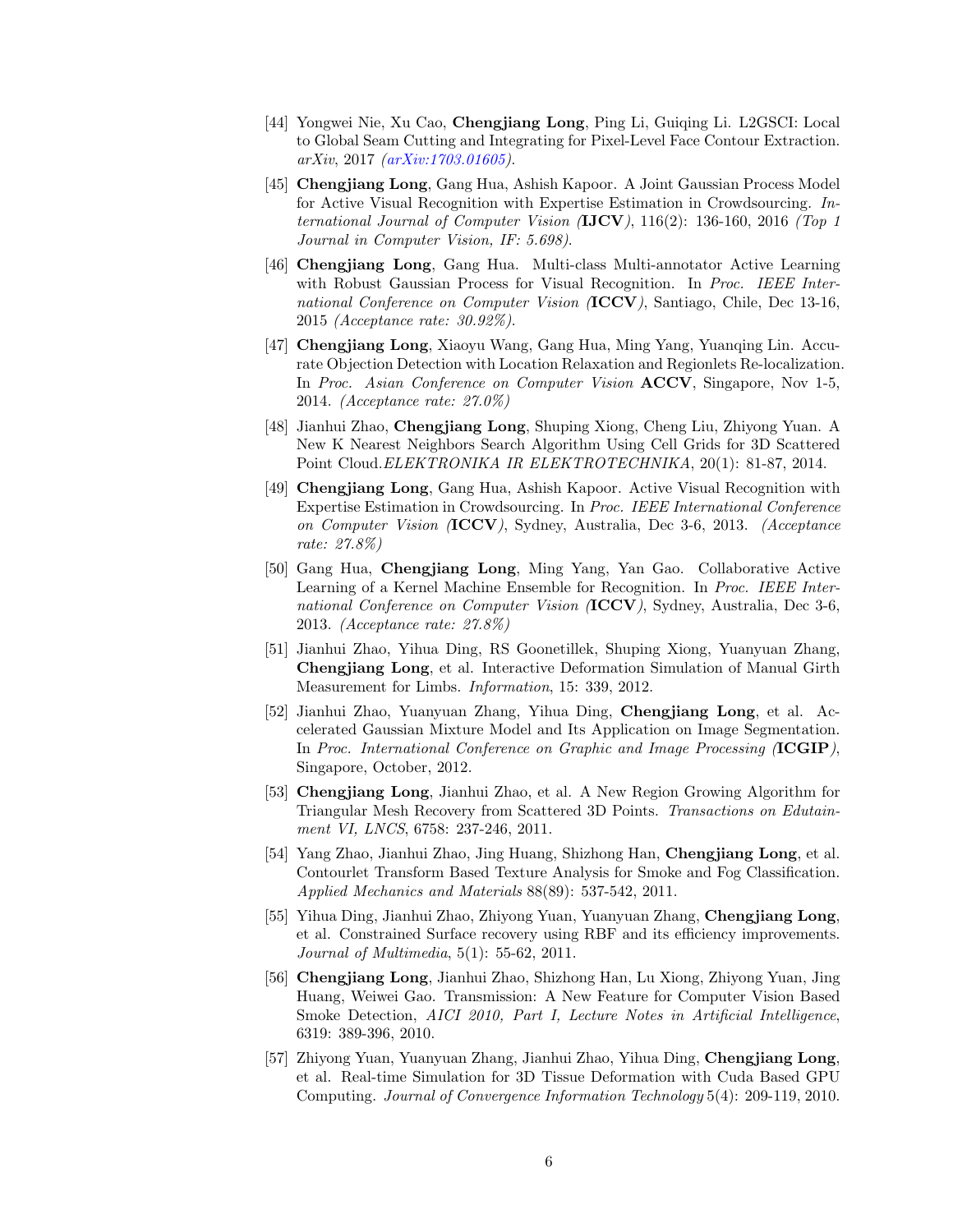[44] Yongwei Nie, Xu Cao, **Chengjiang Long**, Ping Li, Guiqing Li. L2GSCI: Local to Global Seam Cutting and Integrating for Pixel-Level Face Contour Extraction. *arXiv*, 2017 *(arXiv:1703.01605)*.

[45] **Chengjiang Long**, Gang Hua, Ashish Kapoor. A Joint Gaussian Process Model for Active Visual Recognition with Expertise Estimation in Crowdsourcing. *International Journal of Computer Vision (***IJCV***)*, 116(2): 136-160, 2016 *(Top 1 Journal in Computer Vision, IF: 5.698)*.

[46] **Chengjiang Long**, Gang Hua. Multi-class Multi-annotator Active Learning with Robust Gaussian Process for Visual Recognition. In *Proc. IEEE International Conference on Computer Vision (***ICCV***)*, Santiago, Chile, Dec 13-16, 2015 *(Acceptance rate: 30.92%)*.

[47] **Chengjiang Long**, Xiaoyu Wang, Gang Hua, Ming Yang, Yuanqing Lin. Accurate Objection Detection with Location Relaxation and Regionlets Re-localization. In *Proc. Asian Conference on Computer Vision* **ACCV**, Singapore, Nov 1-5, 2014. *(Acceptance rate: 27.0%)*

[48] Jianhui Zhao, **Chengjiang Long**, Shuping Xiong, Cheng Liu, Zhiyong Yuan. A New K Nearest Neighbors Search Algorithm Using Cell Grids for 3D Scattered Point Cloud.*ELEKTRONIKA IR ELEKTROTECHNIKA*, 20(1): 81-87, 2014.

[49] **Chengjiang Long**, Gang Hua, Ashish Kapoor. Active Visual Recognition with Expertise Estimation in Crowdsourcing. In *Proc. IEEE International Conference on Computer Vision (***ICCV***)*, Sydney, Australia, Dec 3-6, 2013. *(Acceptance rate: 27.8%)*

[50] Gang Hua, **Chengjiang Long**, Ming Yang, Yan Gao. Collaborative Active Learning of a Kernel Machine Ensemble for Recognition. In *Proc. IEEE International Conference on Computer Vision (***ICCV***)*, Sydney, Australia, Dec 3-6, 2013. *(Acceptance rate: 27.8%)*

[51] Jianhui Zhao, Yihua Ding, RS Goonetillek, Shuping Xiong, Yuanyuan Zhang, **Chengjiang Long**, et al. Interactive Deformation Simulation of Manual Girth Measurement for Limbs. *Information*, 15: 339, 2012.

[52] Jianhui Zhao, Yuanyuan Zhang, Yihua Ding, **Chengjiang Long**, et al. Accelerated Gaussian Mixture Model and Its Application on Image Segmentation. In *Proc. International Conference on Graphic and Image Processing (***ICGIP***)*, Singapore, October, 2012.

[53] **Chengjiang Long**, Jianhui Zhao, et al. A New Region Growing Algorithm for Triangular Mesh Recovery from Scattered 3D Points. *Transactions on Edutainment VI, LNCS*, 6758: 237-246, 2011.

[54] Yang Zhao, Jianhui Zhao, Jing Huang, Shizhong Han, **Chengjiang Long**, et al. Contourlet Transform Based Texture Analysis for Smoke and Fog Classification. *Applied Mechanics and Materials* 88(89): 537-542, 2011.

[55] Yihua Ding, Jianhui Zhao, Zhiyong Yuan, Yuanyuan Zhang, **Chengjiang Long**, et al. Constrained Surface recovery using RBF and its efficiency improvements. *Journal of Multimedia*, 5(1): 55-62, 2011.

[56] **Chengjiang Long**, Jianhui Zhao, Shizhong Han, Lu Xiong, Zhiyong Yuan, Jing Huang, Weiwei Gao. Transmission: A New Feature for Computer Vision Based Smoke Detection, *AICI 2010, Part I, Lecture Notes in Artificial Intelligence*, 6319: 389-396, 2010.

[57] Zhiyong Yuan, Yuanyuan Zhang, Jianhui Zhao, Yihua Ding, **Chengjiang Long**, et al. Real-time Simulation for 3D Tissue Deformation with Cuda Based GPU Computing. *Journal of Convergence Information Technology* 5(4): 209-119, 2010.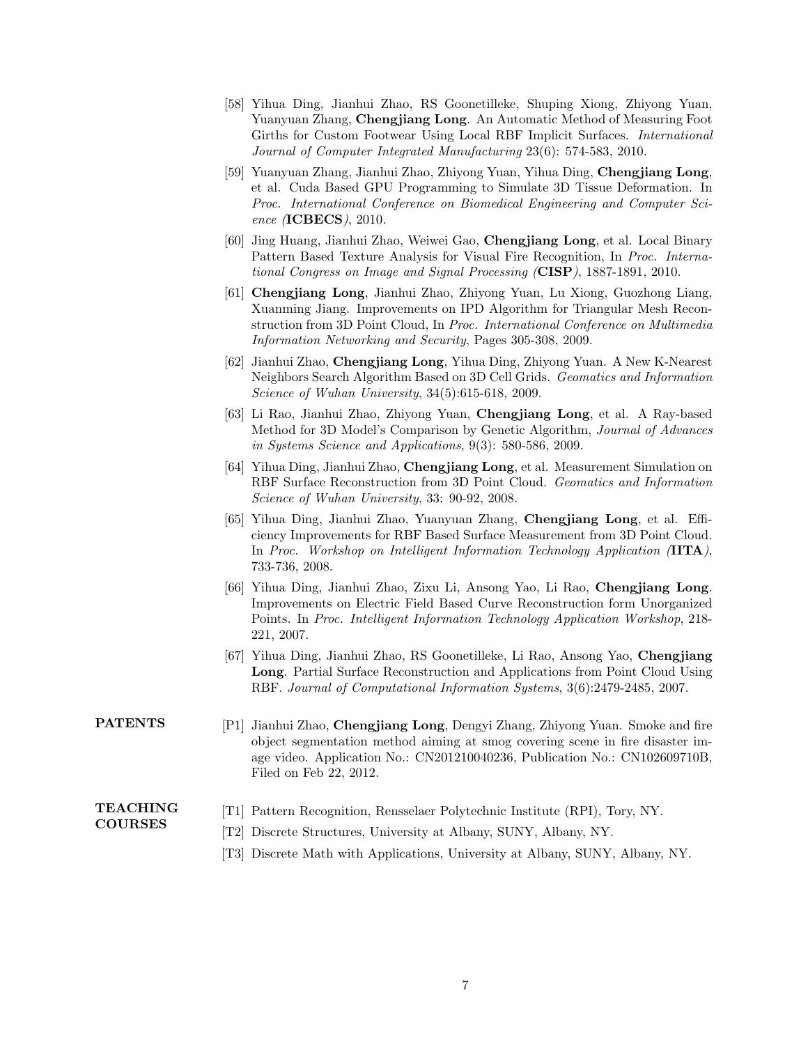[58] Yihua Ding, Jianhui Zhao, RS Goonetilleke, Shuping Xiong, Zhiyong Yuan, Yuanyuan Zhang, **Chengjiang Long**. An Automatic Method of Measuring Foot Girths for Custom Footwear Using Local RBF Implicit Surfaces. *International Journal of Computer Integrated Manufacturing* 23(6): 574-583, 2010.

[59] Yuanyuan Zhang, Jianhui Zhao, Zhiyong Yuan, Yihua Ding, **Chengjiang Long**, et al. Cuda Based GPU Programming to Simulate 3D Tissue Deformation. In *Proc. International Conference on Biomedical Engineering and Computer Science (***ICBECS***)*, 2010.

[60] Jing Huang, Jianhui Zhao, Weiwei Gao, **Chengjiang Long**, et al. Local Binary Pattern Based Texture Analysis for Visual Fire Recognition, In *Proc. International Congress on Image and Signal Processing (***CISP***)*, 1887-1891, 2010.

[61] **Chengjiang Long**, Jianhui Zhao, Zhiyong Yuan, Lu Xiong, Guozhong Liang, Xuanming Jiang. Improvements on IPD Algorithm for Triangular Mesh Reconstruction from 3D Point Cloud, In *Proc. International Conference on Multimedia Information Networking and Security*, Pages 305-308, 2009.

[62] Jianhui Zhao, **Chengjiang Long**, Yihua Ding, Zhiyong Yuan. A New K-Nearest Neighbors Search Algorithm Based on 3D Cell Grids. *Geomatics and Information Science of Wuhan University*, 34(5):615-618, 2009.

[63] Li Rao, Jianhui Zhao, Zhiyong Yuan, **Chengjiang Long**, et al. A Ray-based Method for 3D Model's Comparison by Genetic Algorithm, *Journal of Advances in Systems Science and Applications*, 9(3): 580-586, 2009.

[64] Yihua Ding, Jianhui Zhao, **Chengjiang Long**, et al. Measurement Simulation on RBF Surface Reconstruction from 3D Point Cloud. *Geomatics and Information Science of Wuhan University*, 33: 90-92, 2008.

[65] Yihua Ding, Jianhui Zhao, Yuanyuan Zhang, **Chengjiang Long**, et al. Efficiency Improvements for RBF Based Surface Measurement from 3D Point Cloud. In *Proc. Workshop on Intelligent Information Technology Application (***IITA***)*, 733-736, 2008.

[66] Yihua Ding, Jianhui Zhao, Zixu Li, Ansong Yao, Li Rao, **Chengjiang Long**. Improvements on Electric Field Based Curve Reconstruction form Unorganized Points. In *Proc. Intelligent Information Technology Application Workshop*, 218-221, 2007.

[67] Yihua Ding, Jianhui Zhao, RS Goonetilleke, Li Rao, Ansong Yao, **Chengjiang Long**. Partial Surface Reconstruction and Applications from Point Cloud Using RBF. *Journal of Computational Information Systems*, 3(6):2479-2485, 2007.

## PATENTS

[P1] Jianhui Zhao, **Chengjiang Long**, Dengyi Zhang, Zhiyong Yuan. Smoke and fire object segmentation method aiming at smog covering scene in fire disaster image video. Application No.: CN201210040236, Publication No.: CN102609710B, Filed on Feb 22, 2012.

## TEACHING COURSES

[T1] Pattern Recognition, Rensselaer Polytechnic Institute (RPI), Tory, NY.

[T2] Discrete Structures, University at Albany, SUNY, Albany, NY.

[T3] Discrete Math with Applications, University at Albany, SUNY, Albany, NY.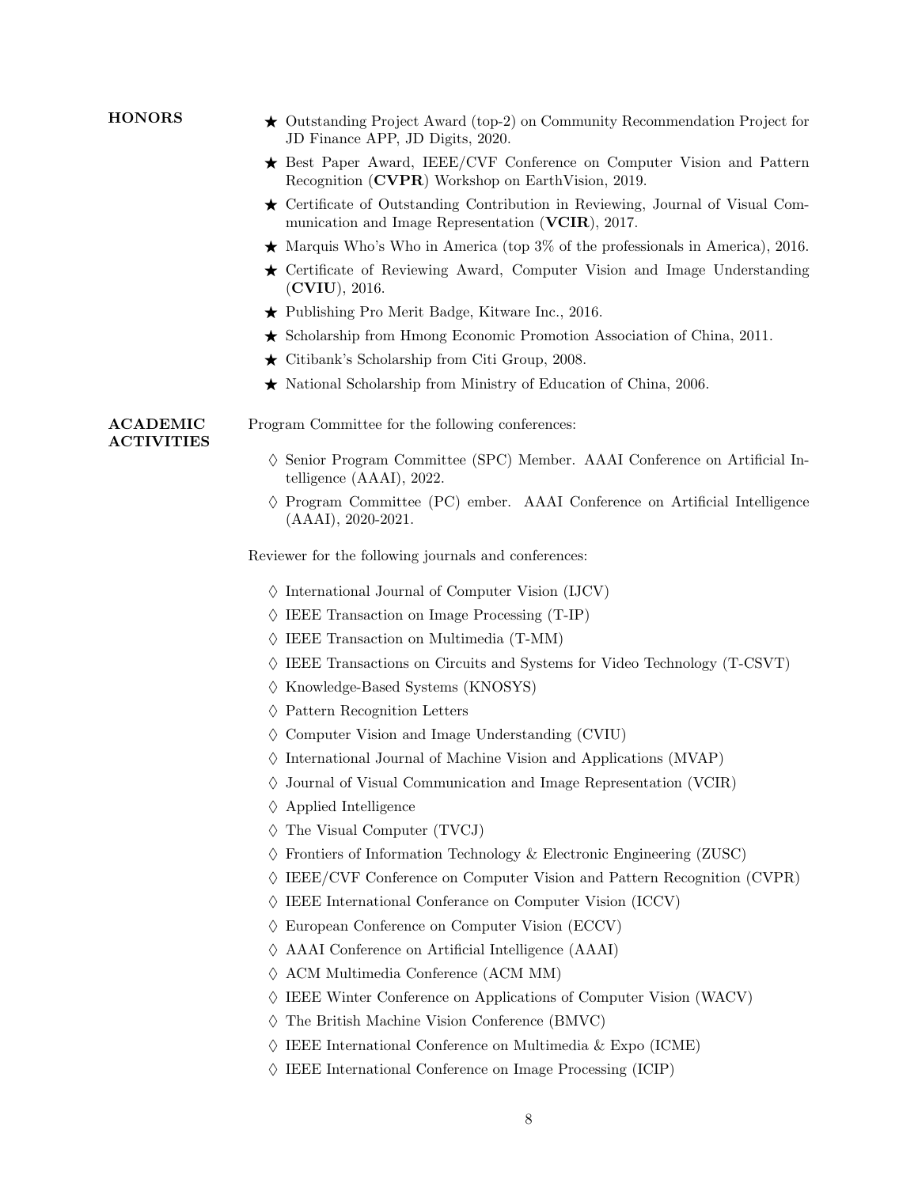## HONORS

- ★ Outstanding Project Award (top-2) on Community Recommendation Project for JD Finance APP, JD Digits, 2020.
- ★ Best Paper Award, IEEE/CVF Conference on Computer Vision and Pattern Recognition (**CVPR**) Workshop on EarthVision, 2019.
- ★ Certificate of Outstanding Contribution in Reviewing, Journal of Visual Communication and Image Representation (**VCIR**), 2017.
- ★ Marquis Who's Who in America (top 3% of the professionals in America), 2016.
- ★ Certificate of Reviewing Award, Computer Vision and Image Understanding (**CVIU**), 2016.
- ★ Publishing Pro Merit Badge, Kitware Inc., 2016.
- ★ Scholarship from Hmong Economic Promotion Association of China, 2011.
- ★ Citibank's Scholarship from Citi Group, 2008.
- ★ National Scholarship from Ministry of Education of China, 2006.

## ACADEMIC ACTIVITIES

Program Committee for the following conferences:

- ♢ Senior Program Committee (SPC) Member. AAAI Conference on Artificial Intelligence (AAAI), 2022.
- ♢ Program Committee (PC) ember. AAAI Conference on Artificial Intelligence (AAAI), 2020-2021.

Reviewer for the following journals and conferences:

- ♢ International Journal of Computer Vision (IJCV)
- ♢ IEEE Transaction on Image Processing (T-IP)
- ♢ IEEE Transaction on Multimedia (T-MM)
- ♢ IEEE Transactions on Circuits and Systems for Video Technology (T-CSVT)
- ♢ Knowledge-Based Systems (KNOSYS)
- ♢ Pattern Recognition Letters
- ♢ Computer Vision and Image Understanding (CVIU)
- ♢ International Journal of Machine Vision and Applications (MVAP)
- ♢ Journal of Visual Communication and Image Representation (VCIR)
- ♢ Applied Intelligence
- ♢ The Visual Computer (TVCJ)
- ♢ Frontiers of Information Technology & Electronic Engineering (ZUSC)
- ♢ IEEE/CVF Conference on Computer Vision and Pattern Recognition (CVPR)
- ♢ IEEE International Conferance on Computer Vision (ICCV)
- ♢ European Conference on Computer Vision (ECCV)
- ♢ AAAI Conference on Artificial Intelligence (AAAI)
- ♢ ACM Multimedia Conference (ACM MM)
- ♢ IEEE Winter Conference on Applications of Computer Vision (WACV)
- ♢ The British Machine Vision Conference (BMVC)
- ♢ IEEE International Conference on Multimedia & Expo (ICME)
- ♢ IEEE International Conference on Image Processing (ICIP)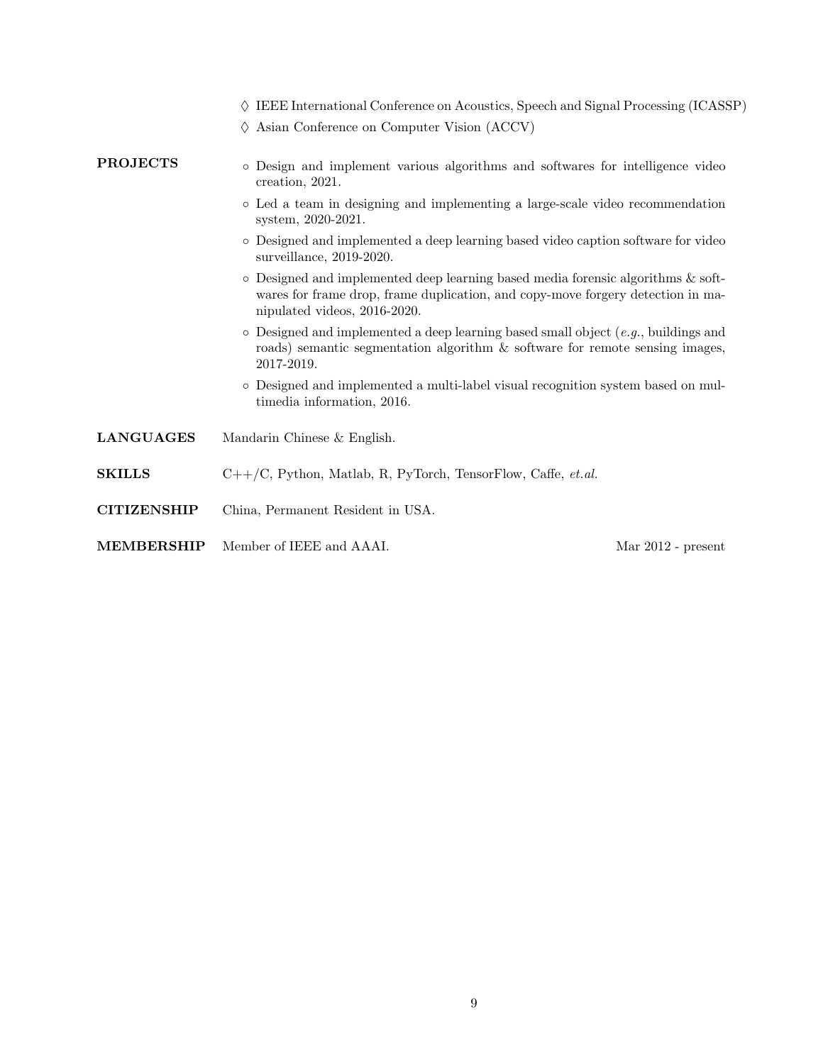- ◊ IEEE International Conference on Acoustics, Speech and Signal Processing (ICASSP)
- ◊ Asian Conference on Computer Vision (ACCV)

**PROJECTS**

- ○ Design and implement various algorithms and softwares for intelligence video creation, 2021.
- ○ Led a team in designing and implementing a large-scale video recommendation system, 2020-2021.
- ○ Designed and implemented a deep learning based video caption software for video surveillance, 2019-2020.
- ○ Designed and implemented deep learning based media forensic algorithms & softwares for frame drop, frame duplication, and copy-move forgery detection in manipulated videos, 2016-2020.
- ○ Designed and implemented a deep learning based small object (*e.g.*, buildings and roads) semantic segmentation algorithm & software for remote sensing images, 2017-2019.
- ○ Designed and implemented a multi-label visual recognition system based on multimedia information, 2016.

**LANGUAGES** Mandarin Chinese & English.

**SKILLS** C++/C, Python, Matlab, R, PyTorch, TensorFlow, Caffe, *et.al.*

**CITIZENSHIP** China, Permanent Resident in USA.

**MEMBERSHIP** Member of IEEE and AAAI. Mar 2012 - present